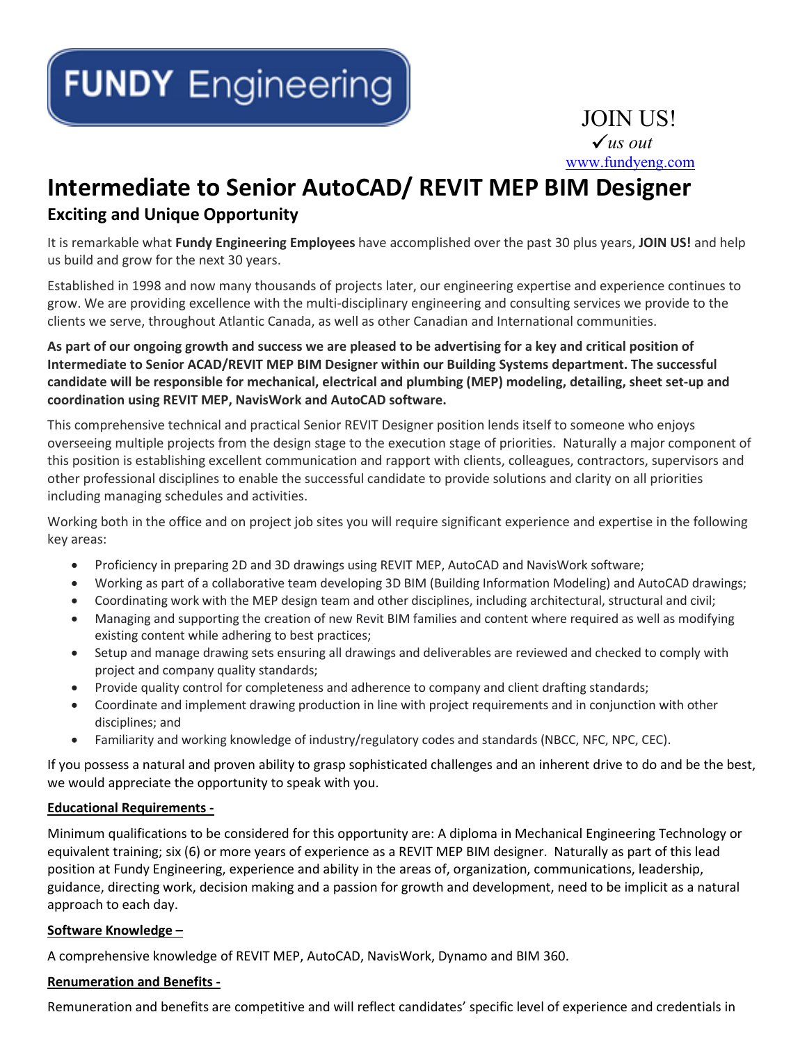FUNDY Engineering

JOIN US!
✓*us out*
www.fundyeng.com

# Intermediate to Senior AutoCAD/ REVIT MEP BIM Designer

## Exciting and Unique Opportunity

It is remarkable what **Fundy Engineering Employees** have accomplished over the past 30 plus years, **JOIN US!** and help us build and grow for the next 30 years.

Established in 1998 and now many thousands of projects later, our engineering expertise and experience continues to grow. We are providing excellence with the multi-disciplinary engineering and consulting services we provide to the clients we serve, throughout Atlantic Canada, as well as other Canadian and International communities.

**As part of our ongoing growth and success we are pleased to be advertising for a key and critical position of Intermediate to Senior ACAD/REVIT MEP BIM Designer within our Building Systems department. The successful candidate will be responsible for mechanical, electrical and plumbing (MEP) modeling, detailing, sheet set-up and coordination using REVIT MEP, NavisWork and AutoCAD software.**

This comprehensive technical and practical Senior REVIT Designer position lends itself to someone who enjoys overseeing multiple projects from the design stage to the execution stage of priorities. Naturally a major component of this position is establishing excellent communication and rapport with clients, colleagues, contractors, supervisors and other professional disciplines to enable the successful candidate to provide solutions and clarity on all priorities including managing schedules and activities.

Working both in the office and on project job sites you will require significant experience and expertise in the following key areas:

- Proficiency in preparing 2D and 3D drawings using REVIT MEP, AutoCAD and NavisWork software;
- Working as part of a collaborative team developing 3D BIM (Building Information Modeling) and AutoCAD drawings;
- Coordinating work with the MEP design team and other disciplines, including architectural, structural and civil;
- Managing and supporting the creation of new Revit BIM families and content where required as well as modifying existing content while adhering to best practices;
- Setup and manage drawing sets ensuring all drawings and deliverables are reviewed and checked to comply with project and company quality standards;
- Provide quality control for completeness and adherence to company and client drafting standards;
- Coordinate and implement drawing production in line with project requirements and in conjunction with other disciplines; and
- Familiarity and working knowledge of industry/regulatory codes and standards (NBCC, NFC, NPC, CEC).

If you possess a natural and proven ability to grasp sophisticated challenges and an inherent drive to do and be the best, we would appreciate the opportunity to speak with you.

**Educational Requirements -**

Minimum qualifications to be considered for this opportunity are: A diploma in Mechanical Engineering Technology or equivalent training; six (6) or more years of experience as a REVIT MEP BIM designer. Naturally as part of this lead position at Fundy Engineering, experience and ability in the areas of, organization, communications, leadership, guidance, directing work, decision making and a passion for growth and development, need to be implicit as a natural approach to each day.

**Software Knowledge –**

A comprehensive knowledge of REVIT MEP, AutoCAD, NavisWork, Dynamo and BIM 360.

**Renumeration and Benefits -**

Remuneration and benefits are competitive and will reflect candidates' specific level of experience and credentials in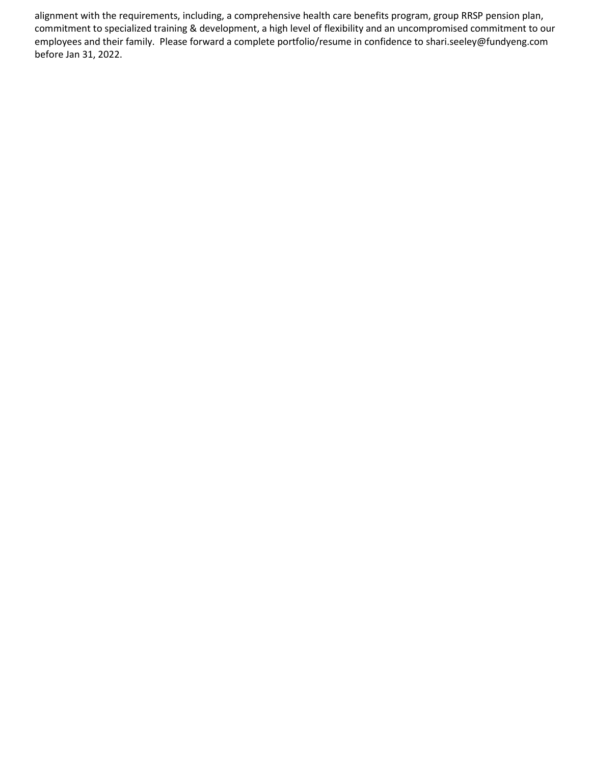alignment with the requirements, including, a comprehensive health care benefits program, group RRSP pension plan, commitment to specialized training & development, a high level of flexibility and an uncompromised commitment to our employees and their family. Please forward a complete portfolio/resume in confidence to shari.seeley@fundyeng.com before Jan 31, 2022.